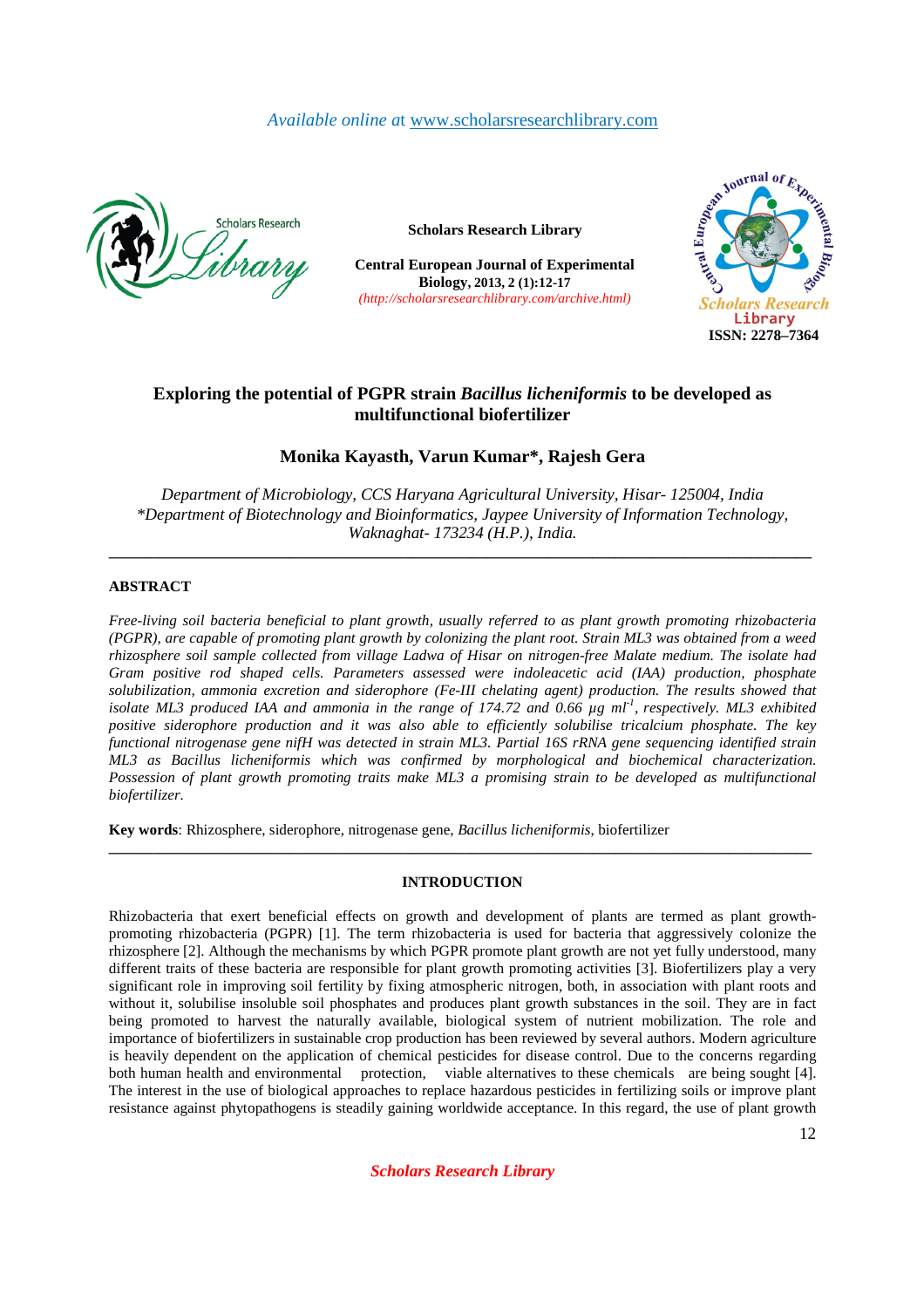*Available online at* www.scholarsresearchlibrary.com

**Scholars Research Library**

**Central European Journal of Experimental Biology, 2013, 2 (1):12-17**
*(http://scholarsresearchlibrary.com/archive.html)*

**ISSN: 2278–7364**

# Exploring the potential of PGPR strain *Bacillus licheniformis* to be developed as multifunctional biofertilizer

## Monika Kayasth, Varun Kumar*, Rajesh Gera

*Department of Microbiology, CCS Haryana Agricultural University, Hisar- 125004, India*
*\*Department of Biotechnology and Bioinformatics, Jaypee University of Information Technology, Waknaghat- 173234 (H.P.), India.*

---

## ABSTRACT

*Free-living soil bacteria beneficial to plant growth, usually referred to as plant growth promoting rhizobacteria (PGPR), are capable of promoting plant growth by colonizing the plant root. Strain ML3 was obtained from a weed rhizosphere soil sample collected from village Ladwa of Hisar on nitrogen-free Malate medium. The isolate had Gram positive rod shaped cells. Parameters assessed were indoleacetic acid (IAA) production, phosphate solubilization, ammonia excretion and siderophore (Fe-III chelating agent) production. The results showed that isolate ML3 produced IAA and ammonia in the range of 174.72 and 0.66 μg ml$^{-1}$, respectively. ML3 exhibited positive siderophore production and it was also able to efficiently solubilise tricalcium phosphate. The key functional nitrogenase gene nifH was detected in strain ML3. Partial 16S rRNA gene sequencing identified strain ML3 as Bacillus licheniformis which was confirmed by morphological and biochemical characterization. Possession of plant growth promoting traits make ML3 a promising strain to be developed as multifunctional biofertilizer.*

**Key words**: Rhizosphere, siderophore, nitrogenase gene, *Bacillus licheniformis*, biofertilizer

---

## INTRODUCTION

Rhizobacteria that exert beneficial effects on growth and development of plants are termed as plant growth-promoting rhizobacteria (PGPR) [1]. The term rhizobacteria is used for bacteria that aggressively colonize the rhizosphere [2]. Although the mechanisms by which PGPR promote plant growth are not yet fully understood, many different traits of these bacteria are responsible for plant growth promoting activities [3]. Biofertilizers play a very significant role in improving soil fertility by fixing atmospheric nitrogen, both, in association with plant roots and without it, solubilise insoluble soil phosphates and produces plant growth substances in the soil. They are in fact being promoted to harvest the naturally available, biological system of nutrient mobilization. The role and importance of biofertilizers in sustainable crop production has been reviewed by several authors. Modern agriculture is heavily dependent on the application of chemical pesticides for disease control. Due to the concerns regarding both human health and environmental protection, viable alternatives to these chemicals are being sought [4]. The interest in the use of biological approaches to replace hazardous pesticides in fertilizing soils or improve plant resistance against phytopathogens is steadily gaining worldwide acceptance. In this regard, the use of plant growth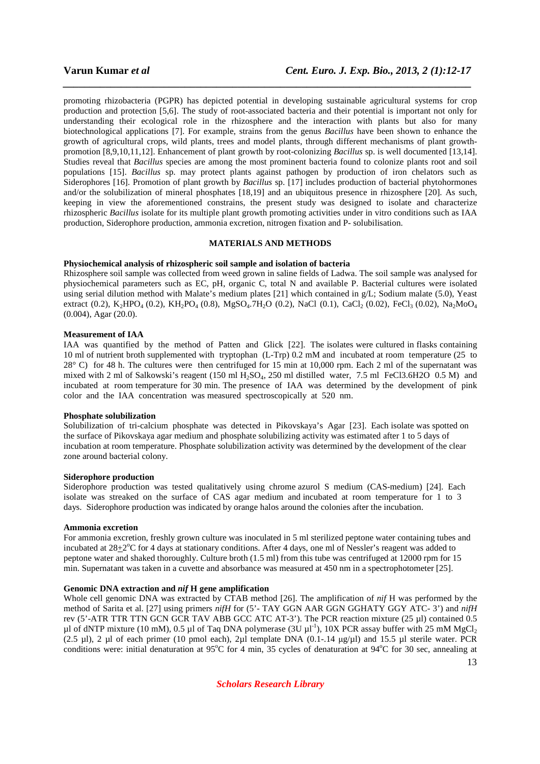promoting rhizobacteria (PGPR) has depicted potential in developing sustainable agricultural systems for crop production and protection [5,6]. The study of root-associated bacteria and their potential is important not only for understanding their ecological role in the rhizosphere and the interaction with plants but also for many biotechnological applications [7]. For example, strains from the genus *Bacillus* have been shown to enhance the growth of agricultural crops, wild plants, trees and model plants, through different mechanisms of plant growth-promotion [8,9,10,11,12]. Enhancement of plant growth by root-colonizing *Bacillus* sp. is well documented [13,14]. Studies reveal that *Bacillus* species are among the most prominent bacteria found to colonize plants root and soil populations [15]. *Bacillus* sp. may protect plants against pathogen by production of iron chelators such as Siderophores [16]. Promotion of plant growth by *Bacillus* sp. [17] includes production of bacterial phytohormones and/or the solubilization of mineral phosphates [18,19] and an ubiquitous presence in rhizosphere [20]. As such, keeping in view the aforementioned constrains, the present study was designed to isolate and characterize rhizospheric *Bacillus* isolate for its multiple plant growth promoting activities under in vitro conditions such as IAA production, Siderophore production, ammonia excretion, nitrogen fixation and P- solubilisation.

## MATERIALS AND METHODS

### Physiochemical analysis of rhizospheric soil sample and isolation of bacteria

Rhizosphere soil sample was collected from weed grown in saline fields of Ladwa. The soil sample was analysed for physiochemical parameters such as EC, pH, organic C, total N and available P. Bacterial cultures were isolated using serial dilution method with Malate's medium plates [21] which contained in g/L; Sodium malate (5.0), Yeast extract (0.2), $K_2HPO_4$ (0.2), $KH_2PO_4$ (0.8), $MgSO_4.7H_2O$ (0.2), NaCl (0.1), $CaCl_2$ (0.02), $FeCl_3$ (0.02), $Na_2MoO_4$ (0.004), Agar (20.0).

### Measurement of IAA

IAA was quantified by the method of Patten and Glick [22]. The isolates were cultured in flasks containing 10 ml of nutrient broth supplemented with tryptophan (L-Trp) 0.2 mM and incubated at room temperature (25 to 28° C) for 48 h. The cultures were then centrifuged for 15 min at 10,000 rpm. Each 2 ml of the supernatant was mixed with 2 ml of Salkowski's reagent (150 ml $H_2SO_4$, 250 ml distilled water, 7.5 ml FeCl3.6H2O 0.5 M) and incubated at room temperature for 30 min. The presence of IAA was determined by the development of pink color and the IAA concentration was measured spectroscopically at 520 nm.

### Phosphate solubilization

Solubilization of tri-calcium phosphate was detected in Pikovskaya's Agar [23]. Each isolate was spotted on the surface of Pikovskaya agar medium and phosphate solubilizing activity was estimated after 1 to 5 days of incubation at room temperature. Phosphate solubilization activity was determined by the development of the clear zone around bacterial colony.

### Siderophore production

Siderophore production was tested qualitatively using chrome azurol S medium (CAS-medium) [24]. Each isolate was streaked on the surface of CAS agar medium and incubated at room temperature for 1 to 3 days. Siderophore production was indicated by orange halos around the colonies after the incubation.

### Ammonia excretion

For ammonia excretion, freshly grown culture was inoculated in 5 ml sterilized peptone water containing tubes and incubated at $28 \pm 2$°C for 4 days at stationary conditions. After 4 days, one ml of Nessler's reagent was added to peptone water and shaked thoroughly. Culture broth (1.5 ml) from this tube was centrifuged at 12000 rpm for 15 min. Supernatant was taken in a cuvette and absorbance was measured at 450 nm in a spectrophotometer [25].

### Genomic DNA extraction and *nif* H gene amplification

Whole cell genomic DNA was extracted by CTAB method [26]. The amplification of *nif* H was performed by the method of Sarita et al. [27] using primers *nifH* for (5'- TAY GGN AAR GGN GGHATY GGY ATC- 3') and *nifH* rev (5'-ATR TTR TTN GCN GCR TAV ABB GCC ATC AT-3'). The PCR reaction mixture (25 µl) contained 0.5 µl of dNTP mixture (10 mM), 0.5 µl of Taq DNA polymerase (3U $\mu l^{-1}$), 10X PCR assay buffer with 25 mM $MgCl_2$ (2.5 µl), 2 µl of each primer (10 pmol each), 2µl template DNA (0.1-.14 µg/µl) and 15.5 µl sterile water. PCR conditions were: initial denaturation at 95°C for 4 min, 35 cycles of denaturation at 94°C for 30 sec, annealing at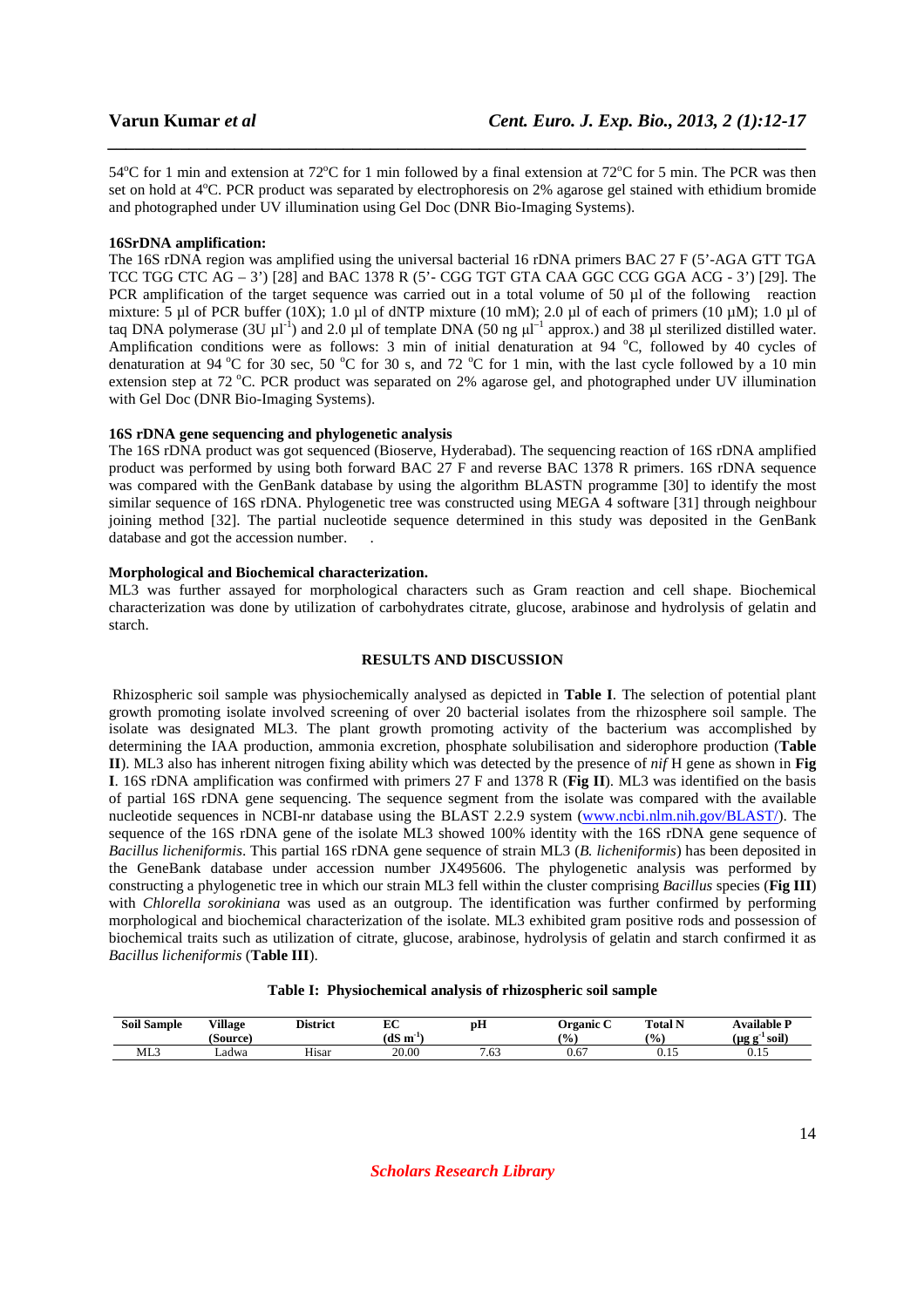54°C for 1 min and extension at 72°C for 1 min followed by a final extension at 72°C for 5 min. The PCR was then set on hold at 4°C. PCR product was separated by electrophoresis on 2% agarose gel stained with ethidium bromide and photographed under UV illumination using Gel Doc (DNR Bio-Imaging Systems).

**16SrDNA amplification:**

The 16S rDNA region was amplified using the universal bacterial 16 rDNA primers BAC 27 F (5'-AGA GTT TGA TCC TGG CTC AG – 3') [28] and BAC 1378 R (5'- CGG TGT GTA CAA GGC CCG GGA ACG - 3') [29]. The PCR amplification of the target sequence was carried out in a total volume of 50 µl of the following reaction mixture: 5 µl of PCR buffer (10X); 1.0 µl of dNTP mixture (10 mM); 2.0 µl of each of primers (10 µM); 1.0 µl of taq DNA polymerase (3U $\mu l^{-1}$) and 2.0 µl of template DNA (50 ng $\mu l^{-1}$ approx.) and 38 µl sterilized distilled water. Amplification conditions were as follows: 3 min of initial denaturation at 94 °C, followed by 40 cycles of denaturation at 94 °C for 30 sec, 50 °C for 30 s, and 72 °C for 1 min, with the last cycle followed by a 10 min extension step at 72 °C. PCR product was separated on 2% agarose gel, and photographed under UV illumination with Gel Doc (DNR Bio-Imaging Systems).

**16S rDNA gene sequencing and phylogenetic analysis**

The 16S rDNA product was got sequenced (Bioserve, Hyderabad). The sequencing reaction of 16S rDNA amplified product was performed by using both forward BAC 27 F and reverse BAC 1378 R primers. 16S rDNA sequence was compared with the GenBank database by using the algorithm BLASTN programme [30] to identify the most similar sequence of 16S rDNA. Phylogenetic tree was constructed using MEGA 4 software [31] through neighbour joining method [32]. The partial nucleotide sequence determined in this study was deposited in the GenBank database and got the accession number.

**Morphological and Biochemical characterization.**

ML3 was further assayed for morphological characters such as Gram reaction and cell shape. Biochemical characterization was done by utilization of carbohydrates citrate, glucose, arabinose and hydrolysis of gelatin and starch.

## RESULTS AND DISCUSSION

Rhizospheric soil sample was physiochemically analysed as depicted in **Table I**. The selection of potential plant growth promoting isolate involved screening of over 20 bacterial isolates from the rhizosphere soil sample. The isolate was designated ML3. The plant growth promoting activity of the bacterium was accomplished by determining the IAA production, ammonia excretion, phosphate solubilisation and siderophore production (**Table II**). ML3 also has inherent nitrogen fixing ability which was detected by the presence of *nif* H gene as shown in **Fig I**. 16S rDNA amplification was confirmed with primers 27 F and 1378 R (**Fig II**). ML3 was identified on the basis of partial 16S rDNA gene sequencing. The sequence segment from the isolate was compared with the available nucleotide sequences in NCBI-nr database using the BLAST 2.2.9 system (www.ncbi.nlm.nih.gov/BLAST/). The sequence of the 16S rDNA gene of the isolate ML3 showed 100% identity with the 16S rDNA gene sequence of *Bacillus licheniformis*. This partial 16S rDNA gene sequence of strain ML3 (*B. licheniformis*) has been deposited in the GeneBank database under accession number JX495606. The phylogenetic analysis was performed by constructing a phylogenetic tree in which our strain ML3 fell within the cluster comprising *Bacillus* species (**Fig III**) with *Chlorella sorokiniana* was used as an outgroup. The identification was further confirmed by performing morphological and biochemical characterization of the isolate. ML3 exhibited gram positive rods and possession of biochemical traits such as utilization of citrate, glucose, arabinose, hydrolysis of gelatin and starch confirmed it as *Bacillus licheniformis* (**Table III**).

**Table I: Physiochemical analysis of rhizospheric soil sample**

| Soil Sample | Village (Source) | District | EC ($dS\ m^{-1}$) | pH | Organic C (%) | Total N (%) | Available P ($\mu g\ g^{-1}$ soil) |
|---|---|---|---|---|---|---|---|
| ML3 | Ladwa | Hisar | 20.00 | 7.63 | 0.67 | 0.15 | 0.15 |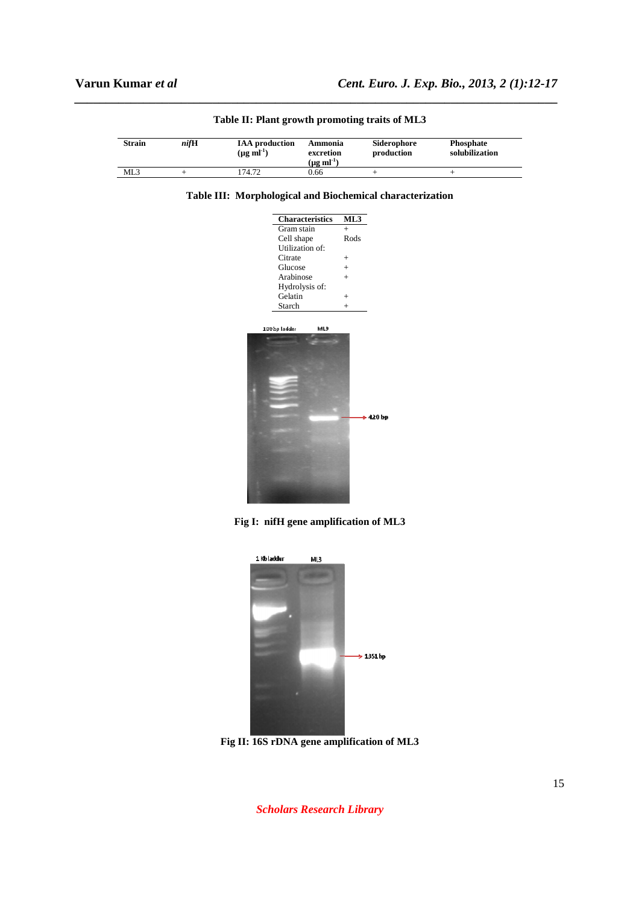**Table II: Plant growth promoting traits of ML3**

| Strain | *nif*H | IAA production ($\mu g\ ml^{-1}$) | Ammonia excretion ($\mu g\ ml^{-1}$) | Siderophore production | Phosphate solubilization |
|---|---|---|---|---|---|
| ML3 | + | 174.72 | 0.66 | + | + |

**Table III: Morphological and Biochemical characterization**

| Characteristics | ML3 |
|---|---|
| Gram stain | + |
| Cell shape | Rods |
| Utilization of: | |
| Citrate | + |
| Glucose | + |
| Arabinose | + |
| Hydrolysis of: | |
| Gelatin | + |
| Starch | + |

**Fig I: nifH gene amplification of ML3**

**Fig II: 16S rDNA gene amplification of ML3**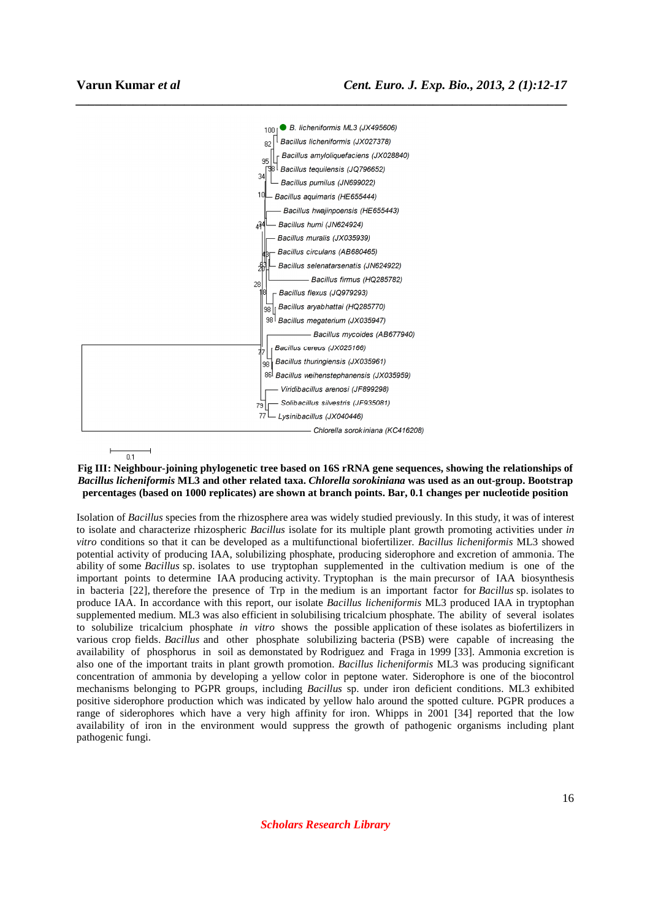**Fig III: Neighbour-joining phylogenetic tree based on 16S rRNA gene sequences, showing the relationships of *Bacillus licheniformis* ML3 and other related taxa. *Chlorella sorokiniana* was used as an out-group. Bootstrap percentages (based on 1000 replicates) are shown at branch points. Bar, 0.1 changes per nucleotide position**

Isolation of *Bacillus* species from the rhizosphere area was widely studied previously. In this study, it was of interest to isolate and characterize rhizospheric *Bacillus* isolate for its multiple plant growth promoting activities under *in vitro* conditions so that it can be developed as a multifunctional biofertilizer. *Bacillus licheniformis* ML3 showed potential activity of producing IAA, solubilizing phosphate, producing siderophore and excretion of ammonia. The ability of some *Bacillus* sp. isolates to use tryptophan supplemented in the cultivation medium is one of the important points to determine IAA producing activity. Tryptophan is the main precursor of IAA biosynthesis in bacteria [22], therefore the presence of Trp in the medium is an important factor for *Bacillus* sp. isolates to produce IAA. In accordance with this report, our isolate *Bacillus licheniformis* ML3 produced IAA in tryptophan supplemented medium. ML3 was also efficient in solubilising tricalcium phosphate. The ability of several isolates to solubilize tricalcium phosphate *in vitro* shows the possible application of these isolates as biofertilizers in various crop fields. *Bacillus* and other phosphate solubilizing bacteria (PSB) were capable of increasing the availability of phosphorus in soil as demonstated by Rodriguez and Fraga in 1999 [33]. Ammonia excretion is also one of the important traits in plant growth promotion. *Bacillus licheniformis* ML3 was producing significant concentration of ammonia by developing a yellow color in peptone water. Siderophore is one of the biocontrol mechanisms belonging to PGPR groups, including *Bacillus* sp. under iron deficient conditions. ML3 exhibited positive siderophore production which was indicated by yellow halo around the spotted culture. PGPR produces a range of siderophores which have a very high affinity for iron. Whipps in 2001 [34] reported that the low availability of iron in the environment would suppress the growth of pathogenic organisms including plant pathogenic fungi.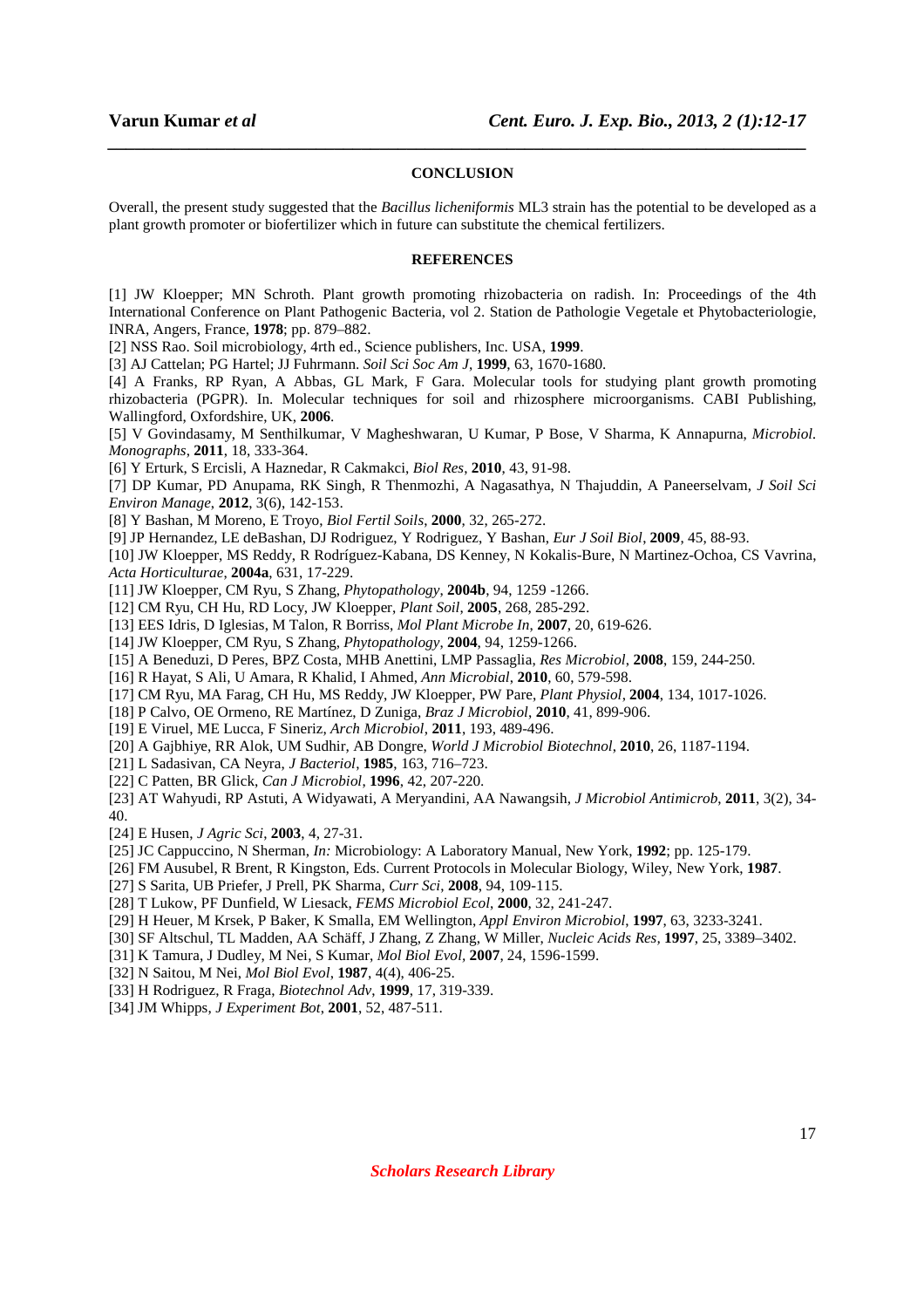## CONCLUSION

Overall, the present study suggested that the *Bacillus licheniformis* ML3 strain has the potential to be developed as a plant growth promoter or biofertilizer which in future can substitute the chemical fertilizers.

## REFERENCES

[1] JW Kloepper; MN Schroth. Plant growth promoting rhizobacteria on radish. In: Proceedings of the 4th International Conference on Plant Pathogenic Bacteria, vol 2. Station de Pathologie Vegetale et Phytobacteriologie, INRA, Angers, France, **1978**; pp. 879–882.
[2] NSS Rao. Soil microbiology, 4rth ed., Science publishers, Inc. USA, **1999**.
[3] AJ Cattelan; PG Hartel; JJ Fuhrmann. *Soil Sci Soc Am J*, **1999**, 63, 1670-1680.
[4] A Franks, RP Ryan, A Abbas, GL Mark, F Gara. Molecular tools for studying plant growth promoting rhizobacteria (PGPR). In. Molecular techniques for soil and rhizosphere microorganisms. CABI Publishing, Wallingford, Oxfordshire, UK, **2006**.
[5] V Govindasamy, M Senthilkumar, V Magheshwaran, U Kumar, P Bose, V Sharma, K Annapurna, *Microbiol. Monographs*, **2011**, 18, 333-364.
[6] Y Erturk, S Ercisli, A Haznedar, R Cakmakci, *Biol Res*, **2010**, 43, 91-98.
[7] DP Kumar, PD Anupama, RK Singh, R Thenmozhi, A Nagasathya, N Thajuddin, A Paneerselvam, *J Soil Sci Environ Manage*, **2012**, 3(6), 142-153.
[8] Y Bashan, M Moreno, E Troyo, *Biol Fertil Soils*, **2000**, 32, 265-272.
[9] JP Hernandez, LE deBashan, DJ Rodriguez, Y Rodriguez, Y Bashan, *Eur J Soil Biol*, **2009**, 45, 88-93.
[10] JW Kloepper, MS Reddy, R Rodríguez-Kabana, DS Kenney, N Kokalis-Bure, N Martinez-Ochoa, CS Vavrina, *Acta Horticulturae*, **2004a**, 631, 17-229.
[11] JW Kloepper, CM Ryu, S Zhang, *Phytopathology*, **2004b**, 94, 1259 -1266.
[12] CM Ryu, CH Hu, RD Locy, JW Kloepper, *Plant Soil*, **2005**, 268, 285-292.
[13] EES Idris, D Iglesias, M Talon, R Borriss, *Mol Plant Microbe In*, **2007**, 20, 619-626.
[14] JW Kloepper, CM Ryu, S Zhang, *Phytopathology*, **2004**, 94, 1259-1266.
[15] A Beneduzi, D Peres, BPZ Costa, MHB Anettini, LMP Passaglia, *Res Microbiol*, **2008**, 159, 244-250.
[16] R Hayat, S Ali, U Amara, R Khalid, I Ahmed, *Ann Microbial*, **2010**, 60, 579-598.
[17] CM Ryu, MA Farag, CH Hu, MS Reddy, JW Kloepper, PW Pare, *Plant Physiol*, **2004**, 134, 1017-1026.
[18] P Calvo, OE Ormeno, RE Martínez, D Zuniga, *Braz J Microbiol*, **2010**, 41, 899-906.
[19] E Viruel, ME Lucca, F Sineriz, *Arch Microbiol*, **2011**, 193, 489-496.
[20] A Gajbhiye, RR Alok, UM Sudhir, AB Dongre, *World J Microbiol Biotechnol*, **2010**, 26, 1187-1194.
[21] L Sadasivan, CA Neyra, *J Bacteriol*, **1985**, 163, 716–723.
[22] C Patten, BR Glick, *Can J Microbiol*, **1996**, 42, 207-220.
[23] AT Wahyudi, RP Astuti, A Widyawati, A Meryandini, AA Nawangsih, *J Microbiol Antimicrob*, **2011**, 3(2), 34-40.
[24] E Husen, *J Agric Sci*, **2003**, 4, 27-31.
[25] JC Cappuccino, N Sherman, *In:* Microbiology: A Laboratory Manual, New York, **1992**; pp. 125-179.
[26] FM Ausubel, R Brent, R Kingston, Eds. Current Protocols in Molecular Biology, Wiley, New York, **1987**.
[27] S Sarita, UB Priefer, J Prell, PK Sharma, *Curr Sci*, **2008**, 94, 109-115.
[28] T Lukow, PF Dunfield, W Liesack, *FEMS Microbiol Ecol*, **2000**, 32, 241-247.
[29] H Heuer, M Krsek, P Baker, K Smalla, EM Wellington, *Appl Environ Microbiol*, **1997**, 63, 3233-3241.
[30] SF Altschul, TL Madden, AA Schäff, J Zhang, Z Zhang, W Miller, *Nucleic Acids Res*, **1997**, 25, 3389–3402.
[31] K Tamura, J Dudley, M Nei, S Kumar, *Mol Biol Evol*, **2007**, 24, 1596-1599.
[32] N Saitou, M Nei, *Mol Biol Evol*, **1987**, 4(4), 406-25.
[33] H Rodriguez, R Fraga, *Biotechnol Adv*, **1999**, 17, 319-339.
[34] JM Whipps, *J Experiment Bot*, **2001**, 52, 487-511.